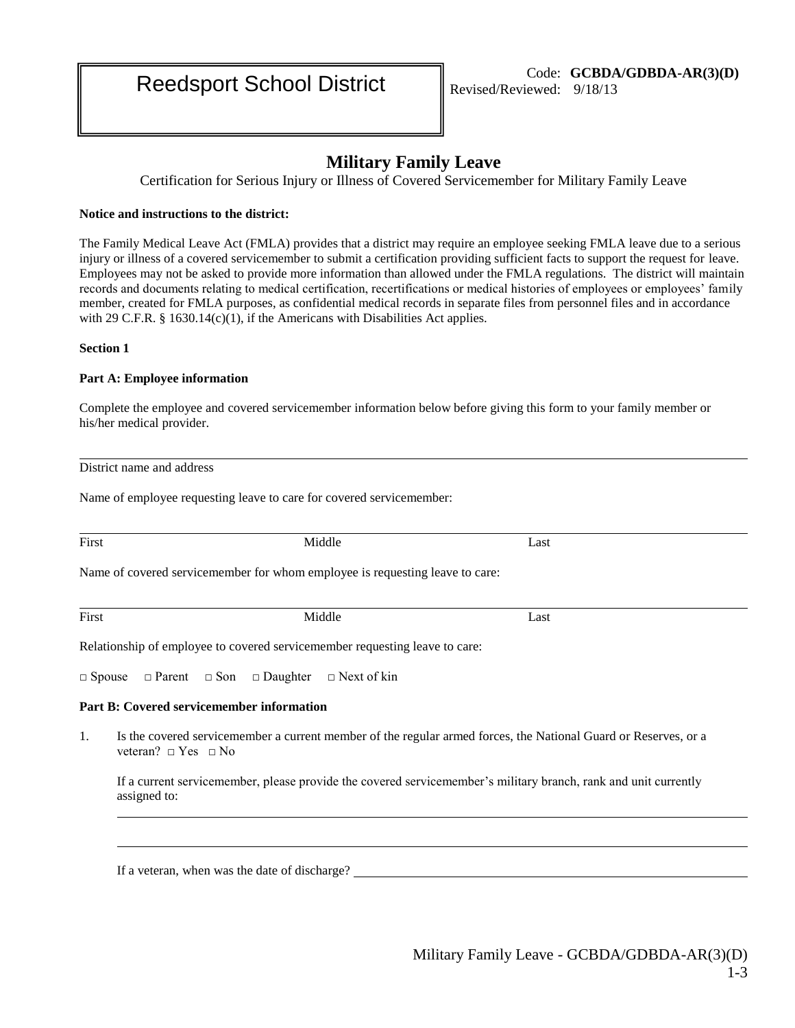Reedsport School District

Code: **GCBDA/GDBDA-AR(3)(D)**
Revised/Reviewed: 9/18/13

# Military Family Leave

Certification for Serious Injury or Illness of Covered Servicemember for Military Family Leave

**Notice and instructions to the district:**

The Family Medical Leave Act (FMLA) provides that a district may require an employee seeking FMLA leave due to a serious injury or illness of a covered servicemember to submit a certification providing sufficient facts to support the request for leave. Employees may not be asked to provide more information than allowed under the FMLA regulations. The district will maintain records and documents relating to medical certification, recertifications or medical histories of employees or employees' family member, created for FMLA purposes, as confidential medical records in separate files from personnel files and in accordance with 29 C.F.R. § 1630.14(c)(1), if the Americans with Disabilities Act applies.

**Section 1**

**Part A: Employee information**

Complete the employee and covered servicemember information below before giving this form to your family member or his/her medical provider.

______________________________________________________________________
District name and address

Name of employee requesting leave to care for covered servicemember:

______________________________________________________________________
First Middle Last

Name of covered servicemember for whom employee is requesting leave to care:

______________________________________________________________________
First Middle Last

Relationship of employee to covered servicemember requesting leave to care:

□ Spouse □ Parent □ Son □ Daughter □ Next of kin

**Part B: Covered servicemember information**

1. Is the covered servicemember a current member of the regular armed forces, the National Guard or Reserves, or a veteran? □ Yes □ No

   If a current servicemember, please provide the covered servicemember's military branch, rank and unit currently assigned to:

   ______________________________________________________________________

   ______________________________________________________________________

   If a veteran, when was the date of discharge? ______________________________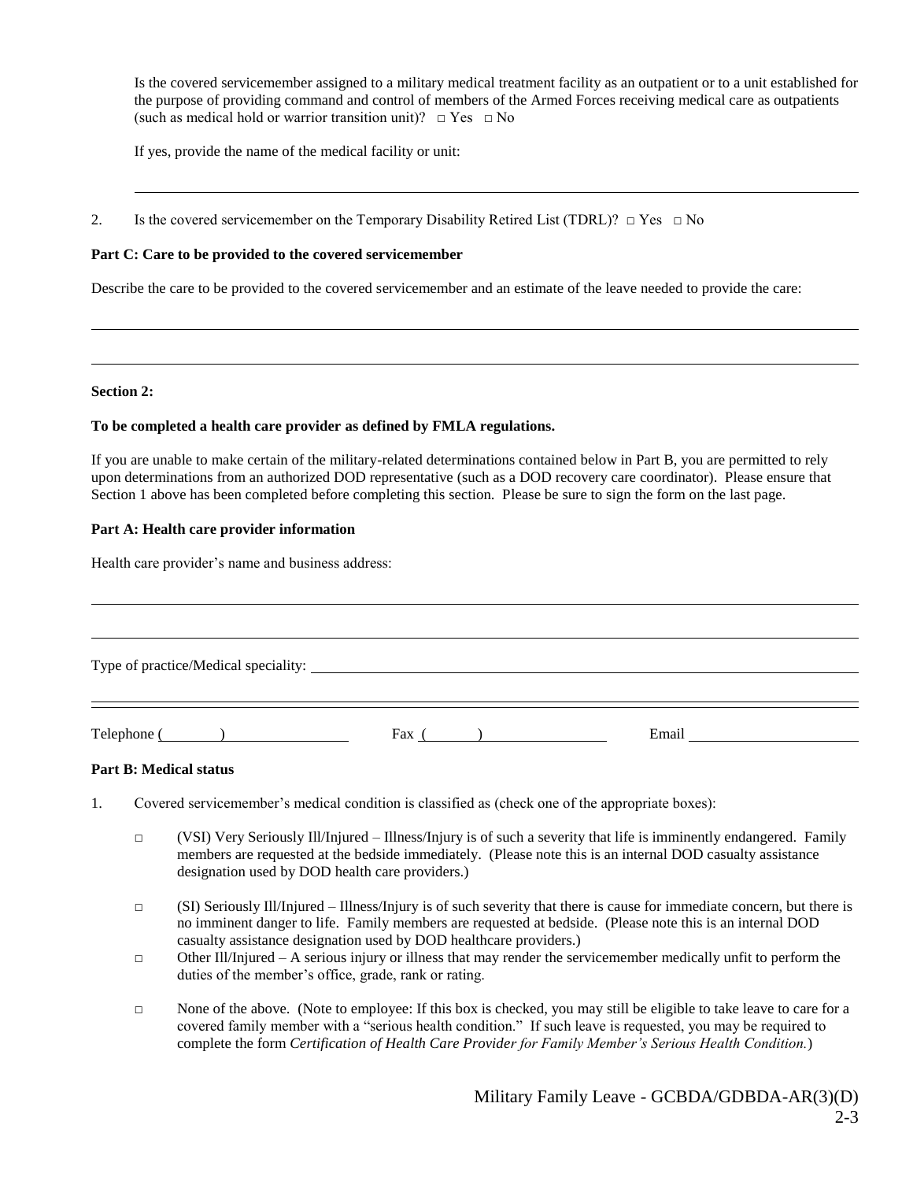Is the covered servicemember assigned to a military medical treatment facility as an outpatient or to a unit established for the purpose of providing command and control of members of the Armed Forces receiving medical care as outpatients (such as medical hold or warrior transition unit)? □ Yes □ No

If yes, provide the name of the medical facility or unit:

______________________________________________________________________________

2. Is the covered servicemember on the Temporary Disability Retired List (TDRL)? □ Yes □ No

**Part C: Care to be provided to the covered servicemember**

Describe the care to be provided to the covered servicemember and an estimate of the leave needed to provide the care:

______________________________________________________________________________

______________________________________________________________________________

**Section 2:**

**To be completed a health care provider as defined by FMLA regulations.**

If you are unable to make certain of the military-related determinations contained below in Part B, you are permitted to rely upon determinations from an authorized DOD representative (such as a DOD recovery care coordinator). Please ensure that Section 1 above has been completed before completing this section. Please be sure to sign the form on the last page.

**Part A: Health care provider information**

Health care provider's name and business address:

______________________________________________________________________________

______________________________________________________________________________

Type of practice/Medical speciality: ______________________________________________

______________________________________________________________________________

Telephone (          ) ____________ Fax (          ) ____________ Email ____________

**Part B: Medical status**

1. Covered servicemember's medical condition is classified as (check one of the appropriate boxes):

   □ (VSI) Very Seriously Ill/Injured – Illness/Injury is of such a severity that life is imminently endangered. Family members are requested at the bedside immediately. (Please note this is an internal DOD casualty assistance designation used by DOD health care providers.)

   □ (SI) Seriously Ill/Injured – Illness/Injury is of such severity that there is cause for immediate concern, but there is no imminent danger to life. Family members are requested at bedside. (Please note this is an internal DOD casualty assistance designation used by DOD healthcare providers.)

   □ Other Ill/Injured – A serious injury or illness that may render the servicemember medically unfit to perform the duties of the member's office, grade, rank or rating.

   □ None of the above. (Note to employee: If this box is checked, you may still be eligible to take leave to care for a covered family member with a "serious health condition." If such leave is requested, you may be required to complete the form *Certification of Health Care Provider for Family Member's Serious Health Condition.*)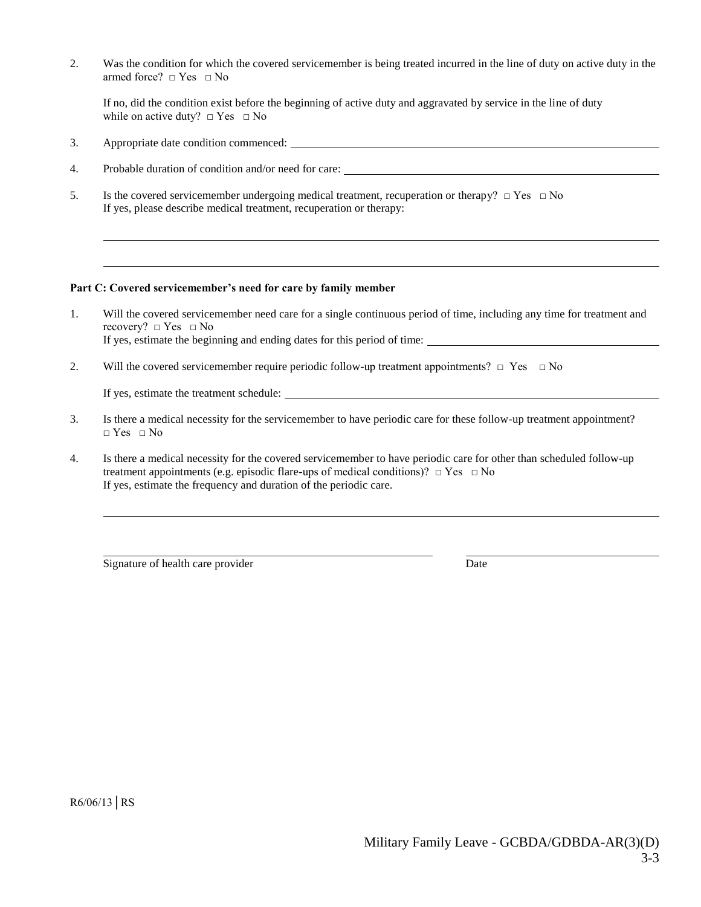2. Was the condition for which the covered servicemember is being treated incurred in the line of duty on active duty in the armed force? □ Yes □ No

   If no, did the condition exist before the beginning of active duty and aggravated by service in the line of duty while on active duty? □ Yes □ No

3. Appropriate date condition commenced: \_\_\_\_\_\_\_\_\_\_\_\_\_\_\_\_\_\_\_\_\_\_\_\_\_\_\_\_\_\_\_\_\_\_\_\_\_\_\_\_

4. Probable duration of condition and/or need for care: \_\_\_\_\_\_\_\_\_\_\_\_\_\_\_\_\_\_\_\_\_\_\_\_\_\_\_\_\_\_\_\_\_\_\_\_\_\_\_\_

5. Is the covered servicemember undergoing medical treatment, recuperation or therapy? □ Yes □ No
   If yes, please describe medical treatment, recuperation or therapy:

   \_\_\_\_\_\_\_\_\_\_\_\_\_\_\_\_\_\_\_\_\_\_\_\_\_\_\_\_\_\_\_\_\_\_\_\_\_\_\_\_\_\_\_\_\_\_\_\_\_\_\_\_\_\_\_\_\_\_\_\_\_\_\_\_\_\_\_\_\_\_\_\_\_\_\_\_

   \_\_\_\_\_\_\_\_\_\_\_\_\_\_\_\_\_\_\_\_\_\_\_\_\_\_\_\_\_\_\_\_\_\_\_\_\_\_\_\_\_\_\_\_\_\_\_\_\_\_\_\_\_\_\_\_\_\_\_\_\_\_\_\_\_\_\_\_\_\_\_\_\_\_\_\_

**Part C: Covered servicemember's need for care by family member**

1. Will the covered servicemember need care for a single continuous period of time, including any time for treatment and recovery? □ Yes □ No
   If yes, estimate the beginning and ending dates for this period of time: \_\_\_\_\_\_\_\_\_\_\_\_\_\_\_\_\_\_\_\_\_\_\_\_\_\_\_\_\_\_\_\_

2. Will the covered servicemember require periodic follow-up treatment appointments? □ Yes □ No

   If yes, estimate the treatment schedule: \_\_\_\_\_\_\_\_\_\_\_\_\_\_\_\_\_\_\_\_\_\_\_\_\_\_\_\_\_\_\_\_\_\_\_\_\_\_\_\_

3. Is there a medical necessity for the servicemember to have periodic care for these follow-up treatment appointment? □ Yes □ No

4. Is there a medical necessity for the covered servicemember to have periodic care for other than scheduled follow-up treatment appointments (e.g. episodic flare-ups of medical conditions)? □ Yes □ No
   If yes, estimate the frequency and duration of the periodic care.

   \_\_\_\_\_\_\_\_\_\_\_\_\_\_\_\_\_\_\_\_\_\_\_\_\_\_\_\_\_\_\_\_\_\_\_\_\_\_\_\_\_\_\_\_\_\_\_\_\_\_\_\_\_\_\_\_\_\_\_\_\_\_\_\_\_\_\_\_\_\_\_\_\_\_\_\_

\_\_\_\_\_\_\_\_\_\_\_\_\_\_\_\_\_\_\_\_\_\_\_\_\_\_\_\_\_\_\_\_\_\_\_\_\_\_\_\_ \_\_\_\_\_\_\_\_\_\_\_\_\_\_\_\_\_\_\_\_\_\_\_\_

Signature of health care provider                                        Date

R6/06/13 | RS

Military Family Leave - GCBDA/GDBDA-AR(3)(D)